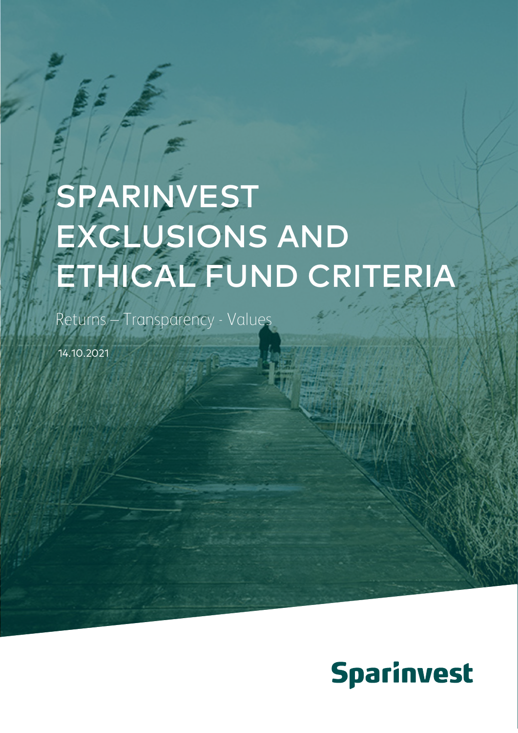# SPARINVEST EXCLUSIONS AND ETHICAL FUND CRITERIA

Returns – Transparency - Values

14.10.2021

Sparinvest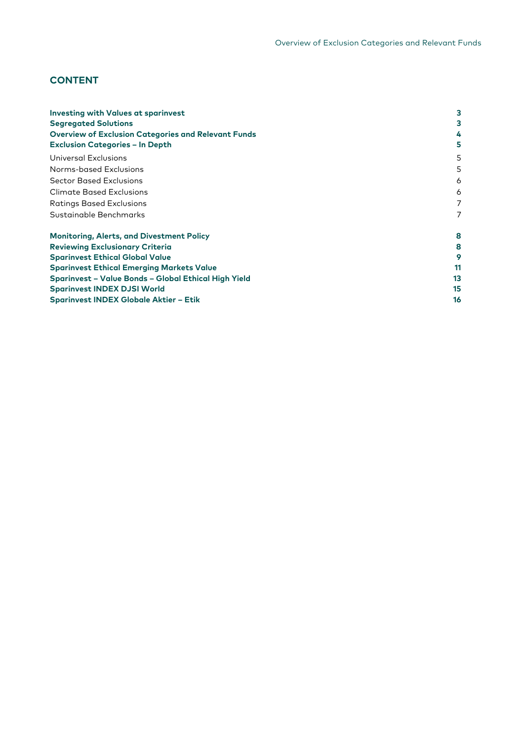## CONTENT

| | |
|---|---|
| **Investing with Values at sparinvest** | **3** |
| **Segregated Solutions** | **3** |
| **Overview of Exclusion Categories and Relevant Funds** | **4** |
| **Exclusion Categories – In Depth** | **5** |
| Universal Exclusions | 5 |
| Norms-based Exclusions | 5 |
| Sector Based Exclusions | 6 |
| Climate Based Exclusions | 6 |
| Ratings Based Exclusions | 7 |
| Sustainable Benchmarks | 7 |
| **Monitoring, Alerts, and Divestment Policy** | **8** |
| **Reviewing Exclusionary Criteria** | **8** |
| **Sparinvest Ethical Global Value** | **9** |
| **Sparinvest Ethical Emerging Markets Value** | **11** |
| **Sparinvest – Value Bonds – Global Ethical High Yield** | **13** |
| **Sparinvest INDEX DJSI World** | **15** |
| **Sparinvest INDEX Globale Aktier – Etik** | **16** |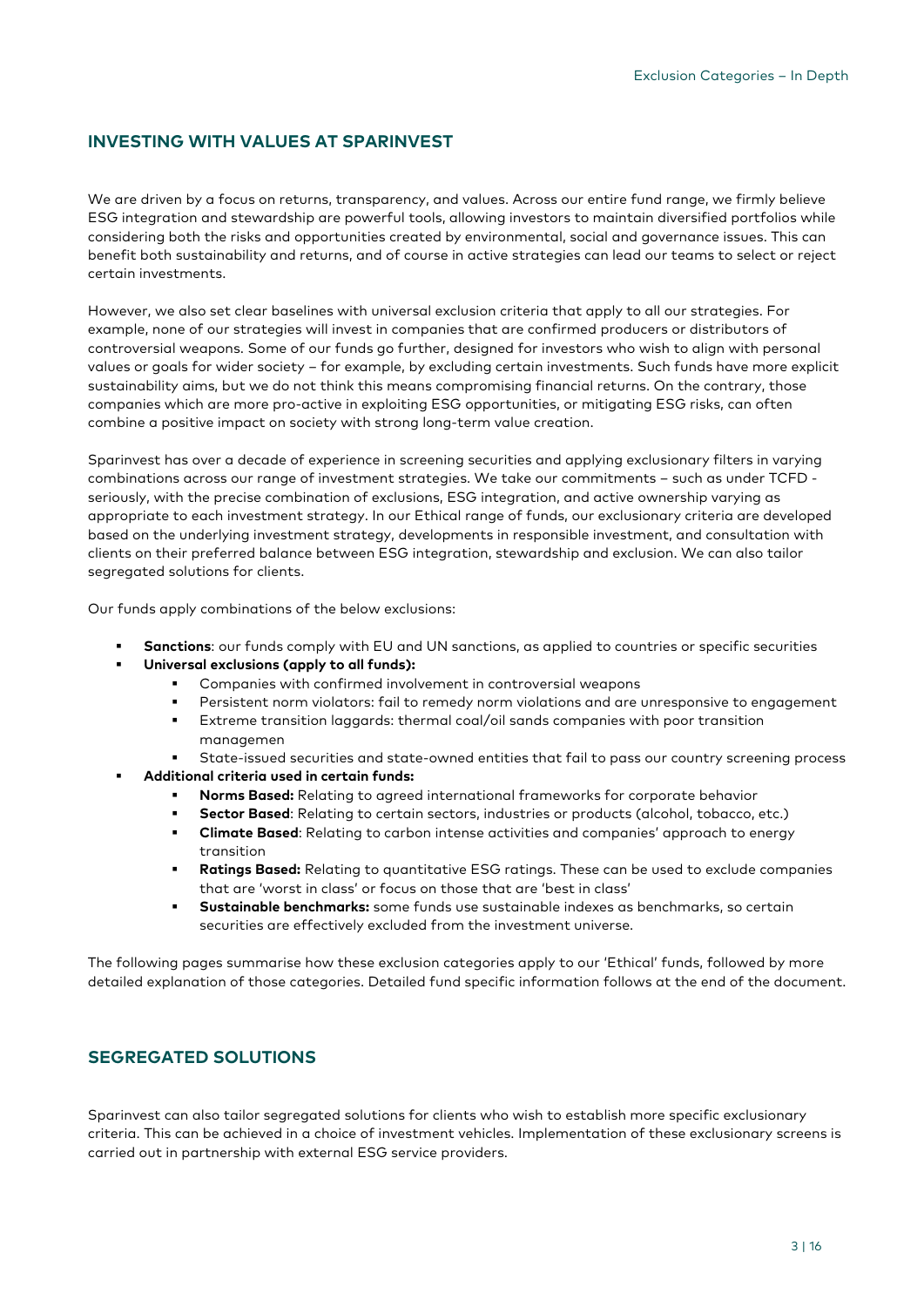## INVESTING WITH VALUES AT SPARINVEST

We are driven by a focus on returns, transparency, and values. Across our entire fund range, we firmly believe ESG integration and stewardship are powerful tools, allowing investors to maintain diversified portfolios while considering both the risks and opportunities created by environmental, social and governance issues. This can benefit both sustainability and returns, and of course in active strategies can lead our teams to select or reject certain investments.

However, we also set clear baselines with universal exclusion criteria that apply to all our strategies. For example, none of our strategies will invest in companies that are confirmed producers or distributors of controversial weapons. Some of our funds go further, designed for investors who wish to align with personal values or goals for wider society – for example, by excluding certain investments. Such funds have more explicit sustainability aims, but we do not think this means compromising financial returns. On the contrary, those companies which are more pro-active in exploiting ESG opportunities, or mitigating ESG risks, can often combine a positive impact on society with strong long-term value creation.

Sparinvest has over a decade of experience in screening securities and applying exclusionary filters in varying combinations across our range of investment strategies. We take our commitments – such as under TCFD - seriously, with the precise combination of exclusions, ESG integration, and active ownership varying as appropriate to each investment strategy. In our Ethical range of funds, our exclusionary criteria are developed based on the underlying investment strategy, developments in responsible investment, and consultation with clients on their preferred balance between ESG integration, stewardship and exclusion. We can also tailor segregated solutions for clients.

Our funds apply combinations of the below exclusions:

- **Sanctions**: our funds comply with EU and UN sanctions, as applied to countries or specific securities
- **Universal exclusions (apply to all funds):**
  - Companies with confirmed involvement in controversial weapons
  - Persistent norm violators: fail to remedy norm violations and are unresponsive to engagement
  - Extreme transition laggards: thermal coal/oil sands companies with poor transition managemen
  - State-issued securities and state-owned entities that fail to pass our country screening process
- **Additional criteria used in certain funds:**
  - **Norms Based:** Relating to agreed international frameworks for corporate behavior
  - **Sector Based**: Relating to certain sectors, industries or products (alcohol, tobacco, etc.)
  - **Climate Based**: Relating to carbon intense activities and companies' approach to energy transition
  - **Ratings Based:** Relating to quantitative ESG ratings. These can be used to exclude companies that are 'worst in class' or focus on those that are 'best in class'
  - **Sustainable benchmarks:** some funds use sustainable indexes as benchmarks, so certain securities are effectively excluded from the investment universe.

The following pages summarise how these exclusion categories apply to our 'Ethical' funds, followed by more detailed explanation of those categories. Detailed fund specific information follows at the end of the document.

## SEGREGATED SOLUTIONS

Sparinvest can also tailor segregated solutions for clients who wish to establish more specific exclusionary criteria. This can be achieved in a choice of investment vehicles. Implementation of these exclusionary screens is carried out in partnership with external ESG service providers.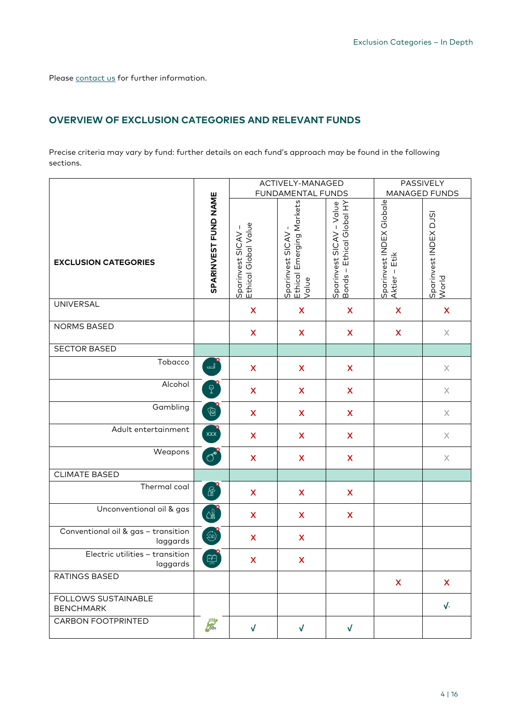Please contact us for further information.

## OVERVIEW OF EXCLUSION CATEGORIES AND RELEVANT FUNDS

Precise criteria may vary by fund: further details on each fund's approach may be found in the following sections.

| EXCLUSION CATEGORIES | SPARINVEST FUND NAME | ACTIVELY-MANAGED FUNDAMENTAL FUNDS | | | PASSIVELY MANAGED FUNDS | |
|---|---|---|---|---|---|---|
| | | Sparinvest SICAV – Ethical Global Value | Sparinvest SICAV - Ethical Emerging Markets Value | Sparinvest SICAV – Value Bonds – Ethical Global HY | Sparinvest INDEX Globale Aktier – Etik | Sparinvest INDEX DJSI World |
| UNIVERSAL | | x | x | x | x | x |
| NORMS BASED | | x | x | x | x | x |
| SECTOR BASED | | | | | | |
| Tobacco | | x | x | x | | x |
| Alcohol | | x | x | x | | x |
| Gambling | | x | x | x | | x |
| Adult entertainment | | x | x | x | | x |
| Weapons | | x | x | x | | x |
| CLIMATE BASED | | | | | | |
| Thermal coal | | x | x | x | | |
| Unconventional oil & gas | | x | x | x | | |
| Conventional oil & gas – transition laggards | | x | x | | | |
| Electric utilities – transition laggards | | x | x | | | |
| RATINGS BASED | | | | | x | x |
| FOLLOWS SUSTAINABLE BENCHMARK | | | | | | √ |
| CARBON FOOTPRINTED | | √ | √ | √ | | |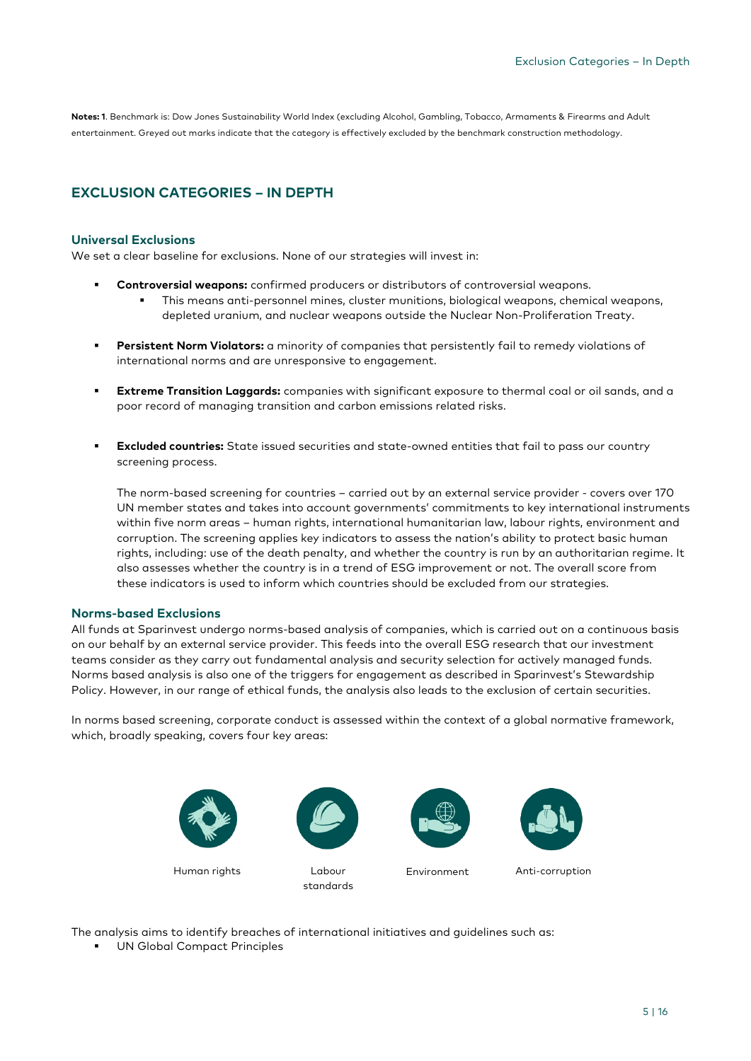**Notes: 1**. Benchmark is: Dow Jones Sustainability World Index (excluding Alcohol, Gambling, Tobacco, Armaments & Firearms and Adult entertainment. Greyed out marks indicate that the category is effectively excluded by the benchmark construction methodology.

## EXCLUSION CATEGORIES – IN DEPTH

### Universal Exclusions

We set a clear baseline for exclusions. None of our strategies will invest in:

- **Controversial weapons:** confirmed producers or distributors of controversial weapons.
  - This means anti-personnel mines, cluster munitions, biological weapons, chemical weapons, depleted uranium, and nuclear weapons outside the Nuclear Non-Proliferation Treaty.
- **Persistent Norm Violators:** a minority of companies that persistently fail to remedy violations of international norms and are unresponsive to engagement.
- **Extreme Transition Laggards:** companies with significant exposure to thermal coal or oil sands, and a poor record of managing transition and carbon emissions related risks.
- **Excluded countries:** State issued securities and state-owned entities that fail to pass our country screening process.

  The norm-based screening for countries – carried out by an external service provider - covers over 170 UN member states and takes into account governments' commitments to key international instruments within five norm areas – human rights, international humanitarian law, labour rights, environment and corruption. The screening applies key indicators to assess the nation's ability to protect basic human rights, including: use of the death penalty, and whether the country is run by an authoritarian regime. It also assesses whether the country is in a trend of ESG improvement or not. The overall score from these indicators is used to inform which countries should be excluded from our strategies.

### Norms-based Exclusions

All funds at Sparinvest undergo norms-based analysis of companies, which is carried out on a continuous basis on our behalf by an external service provider. This feeds into the overall ESG research that our investment teams consider as they carry out fundamental analysis and security selection for actively managed funds. Norms based analysis is also one of the triggers for engagement as described in Sparinvest's Stewardship Policy. However, in our range of ethical funds, the analysis also leads to the exclusion of certain securities.

In norms based screening, corporate conduct is assessed within the context of a global normative framework, which, broadly speaking, covers four key areas:

Human rights | Labour standards | Environment | Anti-corruption

The analysis aims to identify breaches of international initiatives and guidelines such as:

- UN Global Compact Principles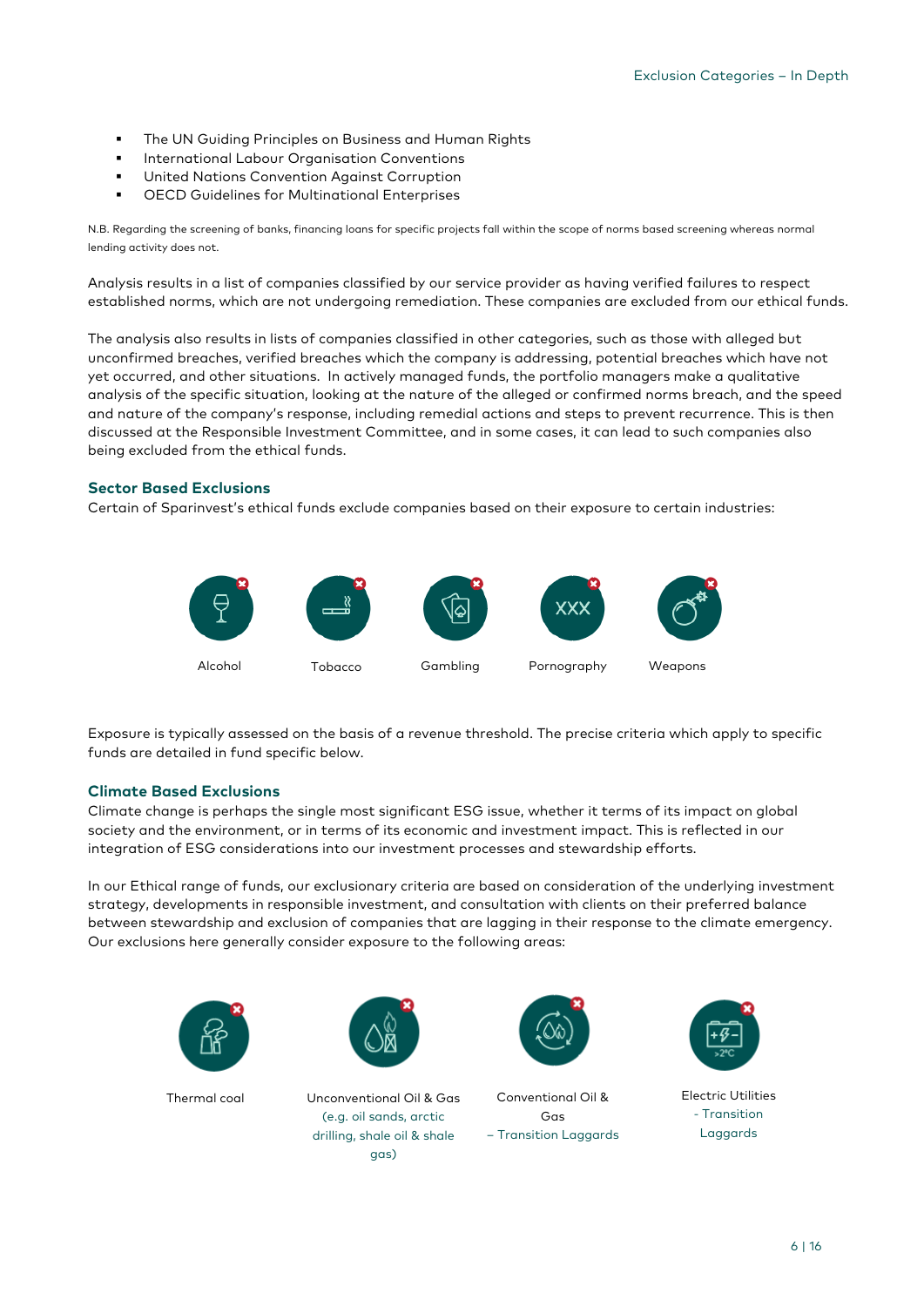- The UN Guiding Principles on Business and Human Rights
- International Labour Organisation Conventions
- United Nations Convention Against Corruption
- OECD Guidelines for Multinational Enterprises

N.B. Regarding the screening of banks, financing loans for specific projects fall within the scope of norms based screening whereas normal lending activity does not.

Analysis results in a list of companies classified by our service provider as having verified failures to respect established norms, which are not undergoing remediation. These companies are excluded from our ethical funds.

The analysis also results in lists of companies classified in other categories, such as those with alleged but unconfirmed breaches, verified breaches which the company is addressing, potential breaches which have not yet occurred, and other situations. In actively managed funds, the portfolio managers make a qualitative analysis of the specific situation, looking at the nature of the alleged or confirmed norms breach, and the speed and nature of the company's response, including remedial actions and steps to prevent recurrence. This is then discussed at the Responsible Investment Committee, and in some cases, it can lead to such companies also being excluded from the ethical funds.

### Sector Based Exclusions

Certain of Sparinvest's ethical funds exclude companies based on their exposure to certain industries:

- Alcohol
- Tobacco
- Gambling
- Pornography
- Weapons

Exposure is typically assessed on the basis of a revenue threshold. The precise criteria which apply to specific funds are detailed in fund specific below.

### Climate Based Exclusions

Climate change is perhaps the single most significant ESG issue, whether it terms of its impact on global society and the environment, or in terms of its economic and investment impact. This is reflected in our integration of ESG considerations into our investment processes and stewardship efforts.

In our Ethical range of funds, our exclusionary criteria are based on consideration of the underlying investment strategy, developments in responsible investment, and consultation with clients on their preferred balance between stewardship and exclusion of companies that are lagging in their response to the climate emergency. Our exclusions here generally consider exposure to the following areas:

- Thermal coal
- Unconventional Oil & Gas (e.g. oil sands, arctic drilling, shale oil & shale gas)
- Conventional Oil & Gas – Transition Laggards
- Electric Utilities - Transition Laggards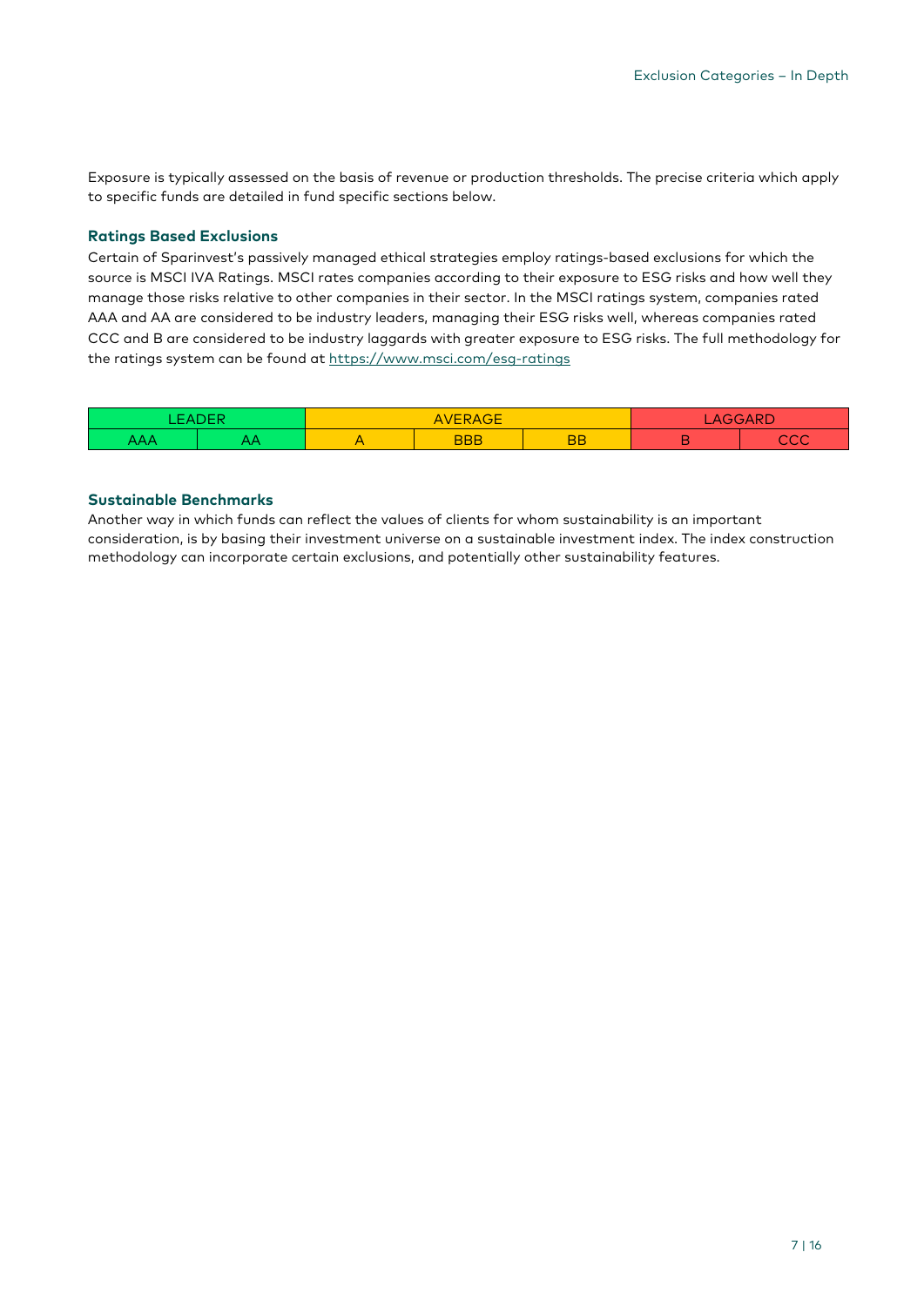Exposure is typically assessed on the basis of revenue or production thresholds. The precise criteria which apply to specific funds are detailed in fund specific sections below.

### Ratings Based Exclusions

Certain of Sparinvest's passively managed ethical strategies employ ratings-based exclusions for which the source is MSCI IVA Ratings. MSCI rates companies according to their exposure to ESG risks and how well they manage those risks relative to other companies in their sector. In the MSCI ratings system, companies rated AAA and AA are considered to be industry leaders, managing their ESG risks well, whereas companies rated CCC and B are considered to be industry laggards with greater exposure to ESG risks. The full methodology for the ratings system can be found at https://www.msci.com/esg-ratings

| LEADER | | AVERAGE | | | LAGGARD | |
|---|---|---|---|---|---|---|
| AAA | AA | A | BBB | BB | B | CCC |

### Sustainable Benchmarks

Another way in which funds can reflect the values of clients for whom sustainability is an important consideration, is by basing their investment universe on a sustainable investment index. The index construction methodology can incorporate certain exclusions, and potentially other sustainability features.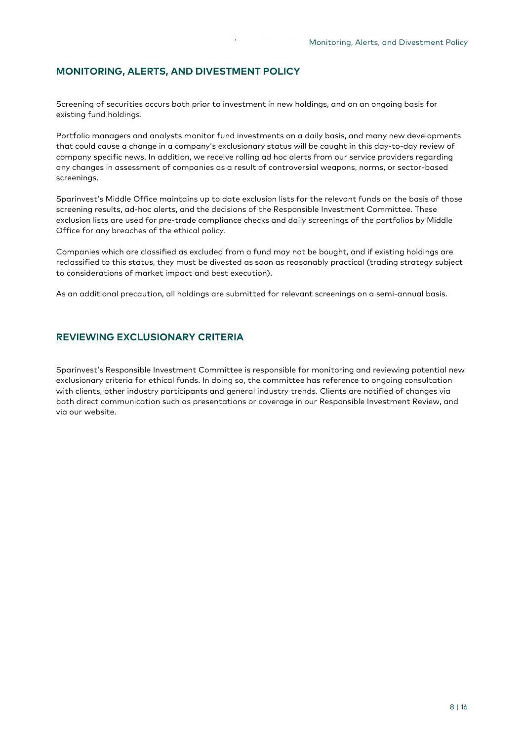## MONITORING, ALERTS, AND DIVESTMENT POLICY

Screening of securities occurs both prior to investment in new holdings, and on an ongoing basis for existing fund holdings.

Portfolio managers and analysts monitor fund investments on a daily basis, and many new developments that could cause a change in a company's exclusionary status will be caught in this day-to-day review of company specific news. In addition, we receive rolling ad hoc alerts from our service providers regarding any changes in assessment of companies as a result of controversial weapons, norms, or sector-based screenings.

Sparinvest's Middle Office maintains up to date exclusion lists for the relevant funds on the basis of those screening results, ad-hoc alerts, and the decisions of the Responsible Investment Committee. These exclusion lists are used for pre-trade compliance checks and daily screenings of the portfolios by Middle Office for any breaches of the ethical policy.

Companies which are classified as excluded from a fund may not be bought, and if existing holdings are reclassified to this status, they must be divested as soon as reasonably practical (trading strategy subject to considerations of market impact and best execution).

As an additional precaution, all holdings are submitted for relevant screenings on a semi-annual basis.

## REVIEWING EXCLUSIONARY CRITERIA

Sparinvest's Responsible Investment Committee is responsible for monitoring and reviewing potential new exclusionary criteria for ethical funds. In doing so, the committee has reference to ongoing consultation with clients, other industry participants and general industry trends. Clients are notified of changes via both direct communication such as presentations or coverage in our Responsible Investment Review, and via our website.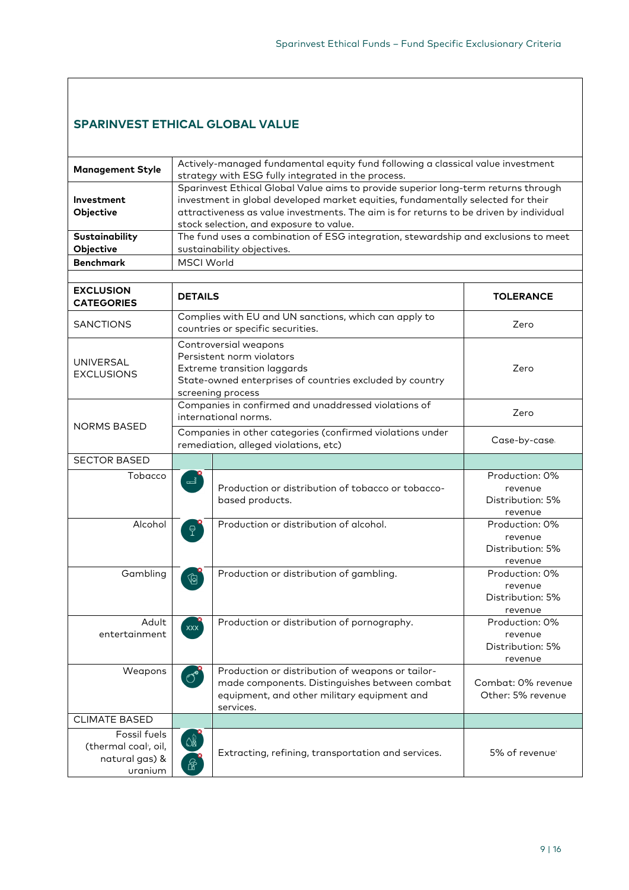## SPARINVEST ETHICAL GLOBAL VALUE

| | |
|---|---|
| **Management Style** | Actively-managed fundamental equity fund following a classical value investment strategy with ESG fully integrated in the process. |
| **Investment Objective** | Sparinvest Ethical Global Value aims to provide superior long-term returns through investment in global developed market equities, fundamentally selected for their attractiveness as value investments. The aim is for returns to be driven by individual stock selection, and exposure to value. |
| **Sustainability Objective** | The fund uses a combination of ESG integration, stewardship and exclusions to meet sustainability objectives. |
| **Benchmark** | MSCI World |

| **EXCLUSION CATEGORIES** | **DETAILS** | | **TOLERANCE** |
|---|---|---|---|
| SANCTIONS | Complies with EU and UN sanctions, which can apply to countries or specific securities. | | Zero |
| UNIVERSAL EXCLUSIONS | Controversial weapons<br>Persistent norm violators<br>Extreme transition laggards<br>State-owned enterprises of countries excluded by country screening process | | Zero |
| NORMS BASED | Companies in confirmed and unaddressed violations of international norms. | | Zero |
| | Companies in other categories (confirmed violations under remediation, alleged violations, etc) | | Case-by-case |
| SECTOR BASED | | | |
| Tobacco | | Production or distribution of tobacco or tobacco-based products. | Production: 0% revenue<br>Distribution: 5% revenue |
| Alcohol | | Production or distribution of alcohol. | Production: 0% revenue<br>Distribution: 5% revenue |
| Gambling | | Production or distribution of gambling. | Production: 0% revenue<br>Distribution: 5% revenue |
| Adult entertainment | | Production or distribution of pornography. | Production: 0% revenue<br>Distribution: 5% revenue |
| Weapons | | Production or distribution of weapons or tailor-made components. Distinguishes between combat equipment, and other military equipment and services. | Combat: 0% revenue<br>Other: 5% revenue |
| CLIMATE BASED | | | |
| Fossil fuels (thermal coal[1], oil, natural gas) & uranium | | Extracting, refining, transportation and services. | 5% of revenue[1] |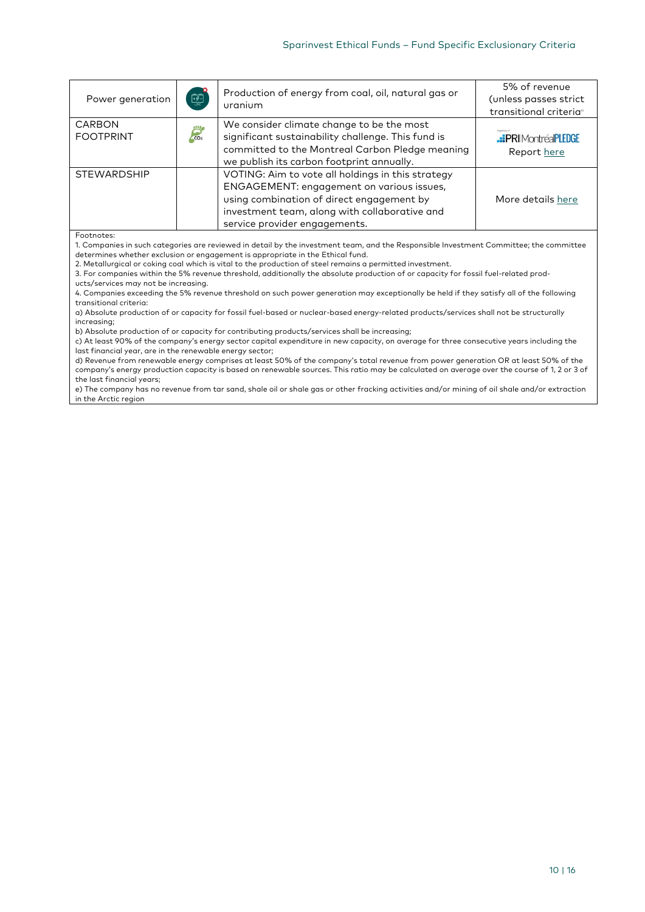| Power generation | | Production of energy from coal, oil, natural gas or uranium | 5% of revenue (unless passes strict transitional criteria[4]) |
|---|---|---|---|
| CARBON FOOTPRINT | | We consider climate change to be the most significant sustainability challenge. This fund is committed to the Montreal Carbon Pledge meaning we publish its carbon footprint annually. | PRI Montréal PLEDGE Report [here] |
| STEWARDSHIP | | VOTING: Aim to vote all holdings in this strategy<br>ENGAGEMENT: engagement on various issues, using combination of direct engagement by investment team, along with collaborative and service provider engagements. | More details [here] |

Footnotes:

1. Companies in such categories are reviewed in detail by the investment team, and the Responsible Investment Committee; the committee determines whether exclusion or engagement is appropriate in the Ethical fund.
2. Metallurgical or coking coal which is vital to the production of steel remains a permitted investment.
3. For companies within the 5% revenue threshold, additionally the absolute production of or capacity for fossil fuel-related products/services may not be increasing.
4. Companies exceeding the 5% revenue threshold on such power generation may exceptionally be held if they satisfy all of the following transitional criteria:

a) Absolute production of or capacity for fossil fuel-based or nuclear-based energy-related products/services shall not be structurally increasing;
b) Absolute production of or capacity for contributing products/services shall be increasing;
c) At least 90% of the company's energy sector capital expenditure in new capacity, on average for three consecutive years including the last financial year, are in the renewable energy sector;
d) Revenue from renewable energy comprises at least 50% of the company's total revenue from power generation OR at least 50% of the company's energy production capacity is based on renewable sources. This ratio may be calculated on average over the course of 1, 2 or 3 of the last financial years;
e) The company has no revenue from tar sand, shale oil or shale gas or other fracking activities and/or mining of oil shale and/or extraction in the Arctic region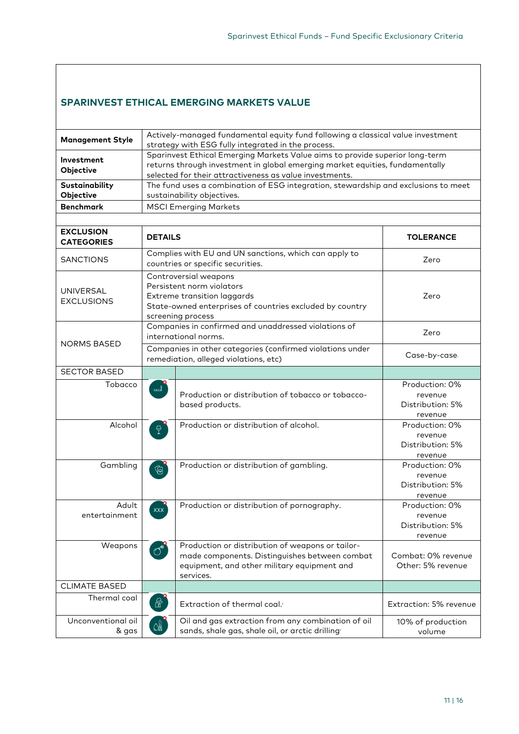## SPARINVEST ETHICAL EMERGING MARKETS VALUE

| | |
|---|---|
| **Management Style** | Actively-managed fundamental equity fund following a classical value investment strategy with ESG fully integrated in the process. |
| **Investment Objective** | Sparinvest Ethical Emerging Markets Value aims to provide superior long-term returns through investment in global emerging market equities, fundamentally selected for their attractiveness as value investments. |
| **Sustainability Objective** | The fund uses a combination of ESG integration, stewardship and exclusions to meet sustainability objectives. |
| **Benchmark** | MSCI Emerging Markets |

| **EXCLUSION CATEGORIES** | **DETAILS** | **TOLERANCE** |
|---|---|---|
| SANCTIONS | Complies with EU and UN sanctions, which can apply to countries or specific securities. | Zero |
| UNIVERSAL EXCLUSIONS | Controversial weapons<br>Persistent norm violators<br>Extreme transition laggards<br>State-owned enterprises of countries excluded by country screening process | Zero |
| NORMS BASED | Companies in confirmed and unaddressed violations of international norms. | Zero |
| | Companies in other categories (confirmed violations under remediation, alleged violations, etc) | Case-by-case |
| SECTOR BASED | | |
| Tobacco | Production or distribution of tobacco or tobacco-based products. | Production: 0% revenue<br>Distribution: 5% revenue |
| Alcohol | Production or distribution of alcohol. | Production: 0% revenue<br>Distribution: 5% revenue |
| Gambling | Production or distribution of gambling. | Production: 0% revenue<br>Distribution: 5% revenue |
| Adult entertainment | Production or distribution of pornography. | Production: 0% revenue<br>Distribution: 5% revenue |
| Weapons | Production or distribution of weapons or tailor-made components. Distinguishes between combat equipment, and other military equipment and services. | Combat: 0% revenue<br>Other: 5% revenue |
| CLIMATE BASED | | |
| Thermal coal | Extraction of thermal coal. | Extraction: 5% revenue |
| Unconventional oil & gas | Oil and gas extraction from any combination of oil sands, shale gas, shale oil, or arctic drilling | 10% of production volume |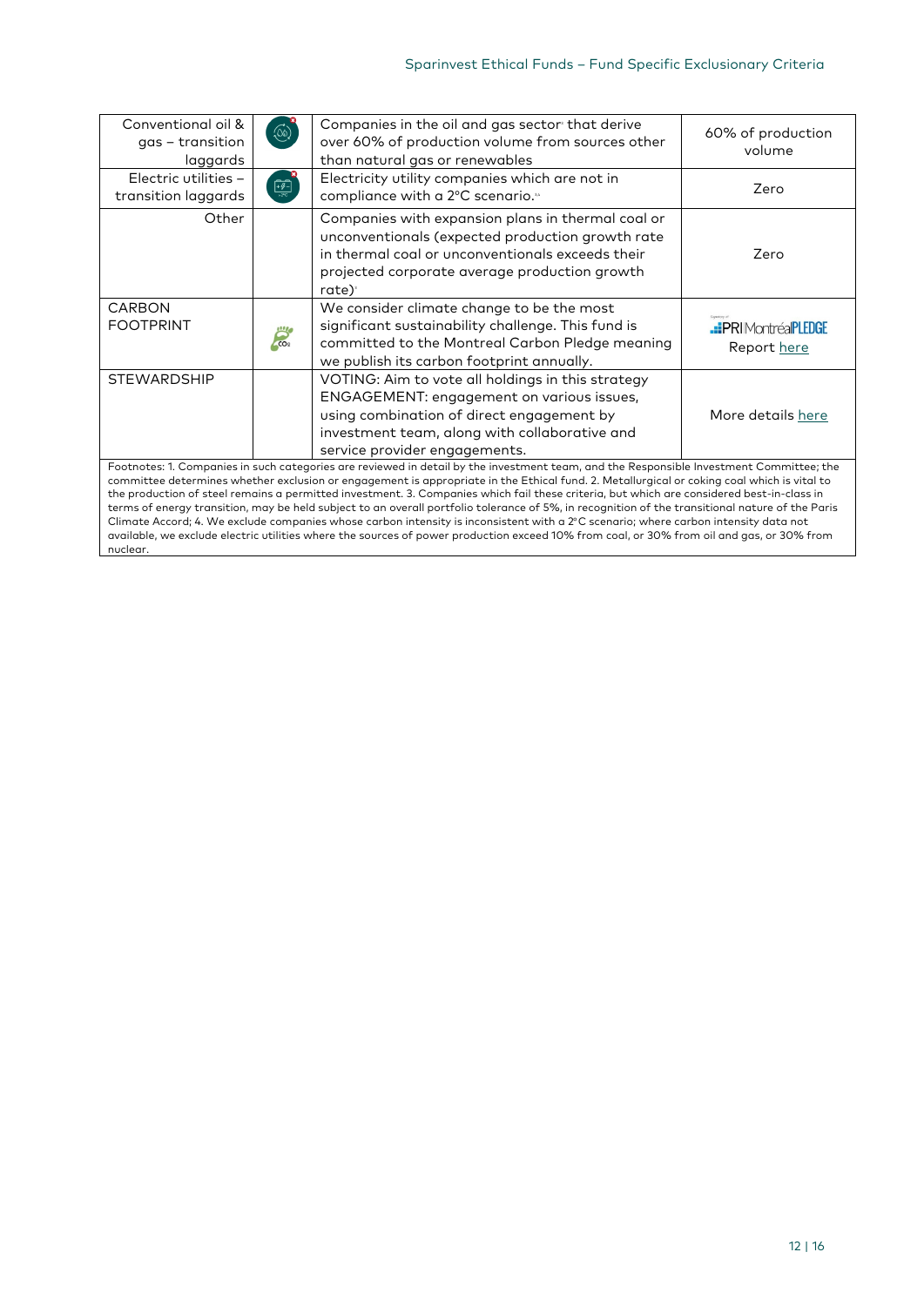| | | | |
|---|---|---|---|
| Conventional oil & gas – transition laggards | | Companies in the oil and gas sector[3] that derive over 60% of production volume from sources other than natural gas or renewables | 60% of production volume |
| Electric utilities – transition laggards | | Electricity utility companies which are not in compliance with a 2°C scenario.[3,4] | Zero |
| Other | | Companies with expansion plans in thermal coal or unconventionals (expected production growth rate in thermal coal or unconventionals exceeds their projected corporate average production growth rate)[3] | Zero |
| CARBON FOOTPRINT | | We consider climate change to be the most significant sustainability challenge. This fund is committed to the Montreal Carbon Pledge meaning we publish its carbon footprint annually. | PRI Montréal PLEDGE Report here |
| STEWARDSHIP | | VOTING: Aim to vote all holdings in this strategy ENGAGEMENT: engagement on various issues, using combination of direct engagement by investment team, along with collaborative and service provider engagements. | More details here |

Footnotes: 1. Companies in such categories are reviewed in detail by the investment team, and the Responsible Investment Committee; the committee determines whether exclusion or engagement is appropriate in the Ethical fund. 2. Metallurgical or coking coal which is vital to the production of steel remains a permitted investment. 3. Companies which fail these criteria, but which are considered best-in-class in terms of energy transition, may be held subject to an overall portfolio tolerance of 5%, in recognition of the transitional nature of the Paris Climate Accord; 4. We exclude companies whose carbon intensity is inconsistent with a 2°C scenario; where carbon intensity data not available, we exclude electric utilities where the sources of power production exceed 10% from coal, or 30% from oil and gas, or 30% from nuclear.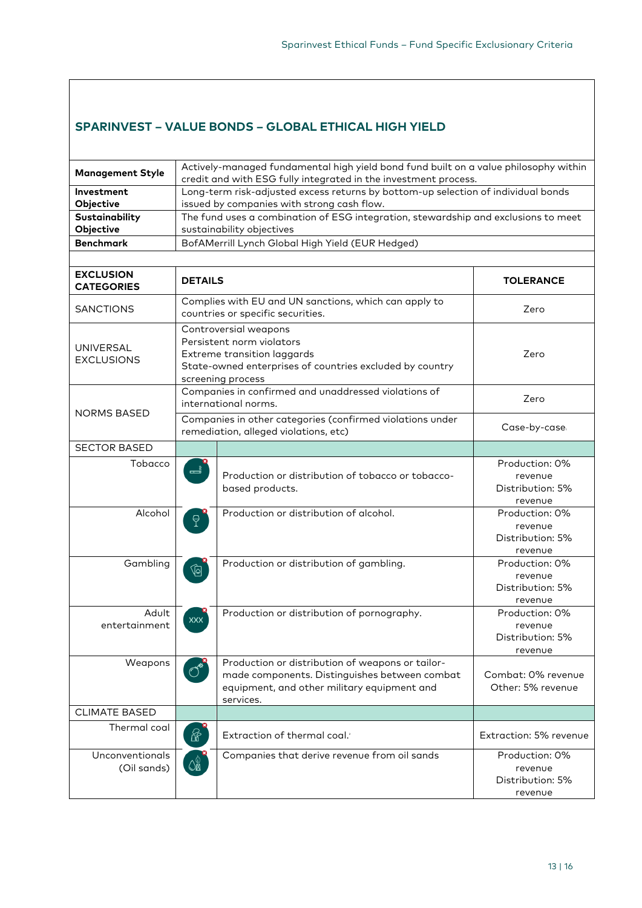## SPARINVEST – VALUE BONDS – GLOBAL ETHICAL HIGH YIELD

| | |
|---|---|
| **Management Style** | Actively-managed fundamental high yield bond fund built on a value philosophy within credit and with ESG fully integrated in the investment process. |
| **Investment Objective** | Long-term risk-adjusted excess returns by bottom-up selection of individual bonds issued by companies with strong cash flow. |
| **Sustainability Objective** | The fund uses a combination of ESG integration, stewardship and exclusions to meet sustainability objectives |
| **Benchmark** | BofAMerrill Lynch Global High Yield (EUR Hedged) |

| **EXCLUSION CATEGORIES** | **DETAILS** | | **TOLERANCE** |
|---|---|---|---|
| SANCTIONS | Complies with EU and UN sanctions, which can apply to countries or specific securities. | | Zero |
| UNIVERSAL EXCLUSIONS | Controversial weapons<br>Persistent norm violators<br>Extreme transition laggards<br>State-owned enterprises of countries excluded by country screening process | | Zero |
| NORMS BASED | Companies in confirmed and unaddressed violations of international norms. | | Zero |
| | Companies in other categories (confirmed violations under remediation, alleged violations, etc) | | Case-by-case. |
| SECTOR BASED | | | |
| Tobacco | | Production or distribution of tobacco or tobacco-based products. | Production: 0% revenue<br>Distribution: 5% revenue |
| Alcohol | | Production or distribution of alcohol. | Production: 0% revenue<br>Distribution: 5% revenue |
| Gambling | | Production or distribution of gambling. | Production: 0% revenue<br>Distribution: 5% revenue |
| Adult entertainment | XXX | Production or distribution of pornography. | Production: 0% revenue<br>Distribution: 5% revenue |
| Weapons | | Production or distribution of weapons or tailor-made components. Distinguishes between combat equipment, and other military equipment and services. | Combat: 0% revenue<br>Other: 5% revenue |
| CLIMATE BASED | | | |
| Thermal coal | | Extraction of thermal coal.[1] | Extraction: 5% revenue |
| Unconventionals (Oil sands) | | Companies that derive revenue from oil sands | Production: 0% revenue<br>Distribution: 5% revenue |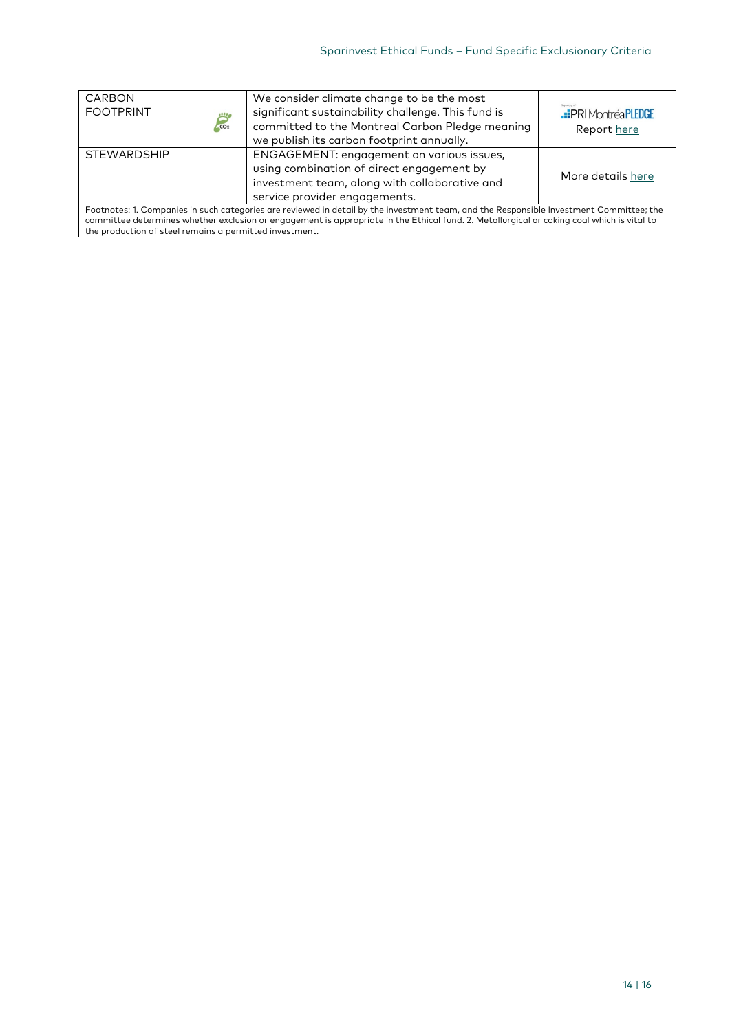| CARBON FOOTPRINT | | We consider climate change to be the most significant sustainability challenge. This fund is committed to the Montreal Carbon Pledge meaning we publish its carbon footprint annually. | PRI MontréalPLEDGE Report here |
|---|---|---|---|
| STEWARDSHIP | | ENGAGEMENT: engagement on various issues, using combination of direct engagement by investment team, along with collaborative and service provider engagements. | More details here |

Footnotes: 1. Companies in such categories are reviewed in detail by the investment team, and the Responsible Investment Committee; the committee determines whether exclusion or engagement is appropriate in the Ethical fund. 2. Metallurgical or coking coal which is vital to the production of steel remains a permitted investment.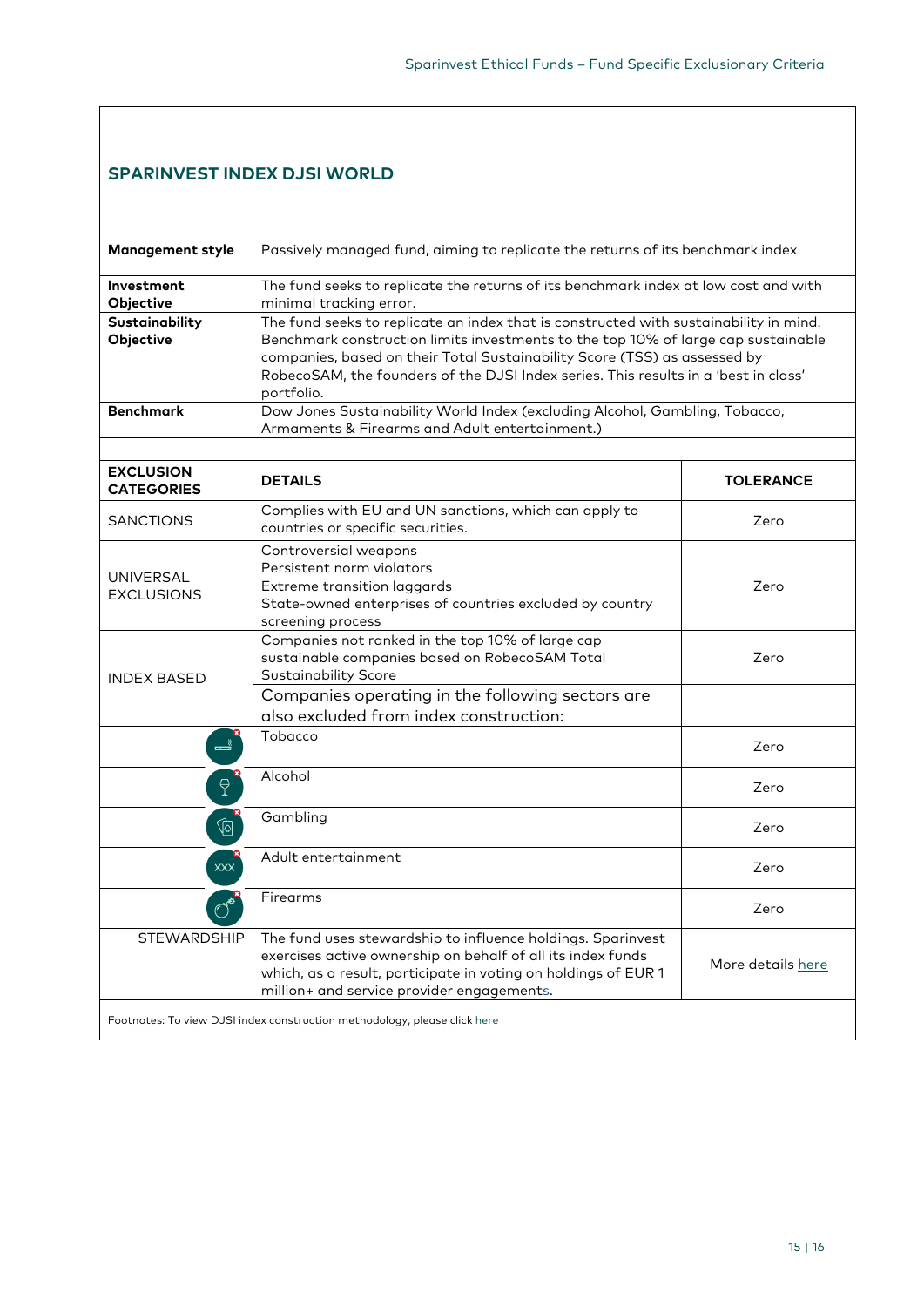## SPARINVEST INDEX DJSI WORLD

| | |
|---|---|
| **Management style** | Passively managed fund, aiming to replicate the returns of its benchmark index |
| **Investment Objective** | The fund seeks to replicate the returns of its benchmark index at low cost and with minimal tracking error. |
| **Sustainability Objective** | The fund seeks to replicate an index that is constructed with sustainability in mind. Benchmark construction limits investments to the top 10% of large cap sustainable companies, based on their Total Sustainability Score (TSS) as assessed by RobecoSAM, the founders of the DJSI Index series. This results in a 'best in class' portfolio. |
| **Benchmark** | Dow Jones Sustainability World Index (excluding Alcohol, Gambling, Tobacco, Armaments & Firearms and Adult entertainment.) |

| **EXCLUSION CATEGORIES** | **DETAILS** | **TOLERANCE** |
|---|---|---|
| SANCTIONS | Complies with EU and UN sanctions, which can apply to countries or specific securities. | Zero |
| UNIVERSAL EXCLUSIONS | Controversial weapons<br>Persistent norm violators<br>Extreme transition laggards<br>State-owned enterprises of countries excluded by country screening process | Zero |
| INDEX BASED | Companies not ranked in the top 10% of large cap sustainable companies based on RobecoSAM Total Sustainability Score | Zero |
| | Companies operating in the following sectors are also excluded from index construction: | |
| | Tobacco | Zero |
| | Alcohol | Zero |
| | Gambling | Zero |
| | Adult entertainment | Zero |
| | Firearms | Zero |
| STEWARDSHIP | The fund uses stewardship to influence holdings. Sparinvest exercises active ownership on behalf of all its index funds which, as a result, participate in voting on holdings of EUR 1 million+ and service provider engagements. | More details here |

Footnotes: To view DJSI index construction methodology, please click here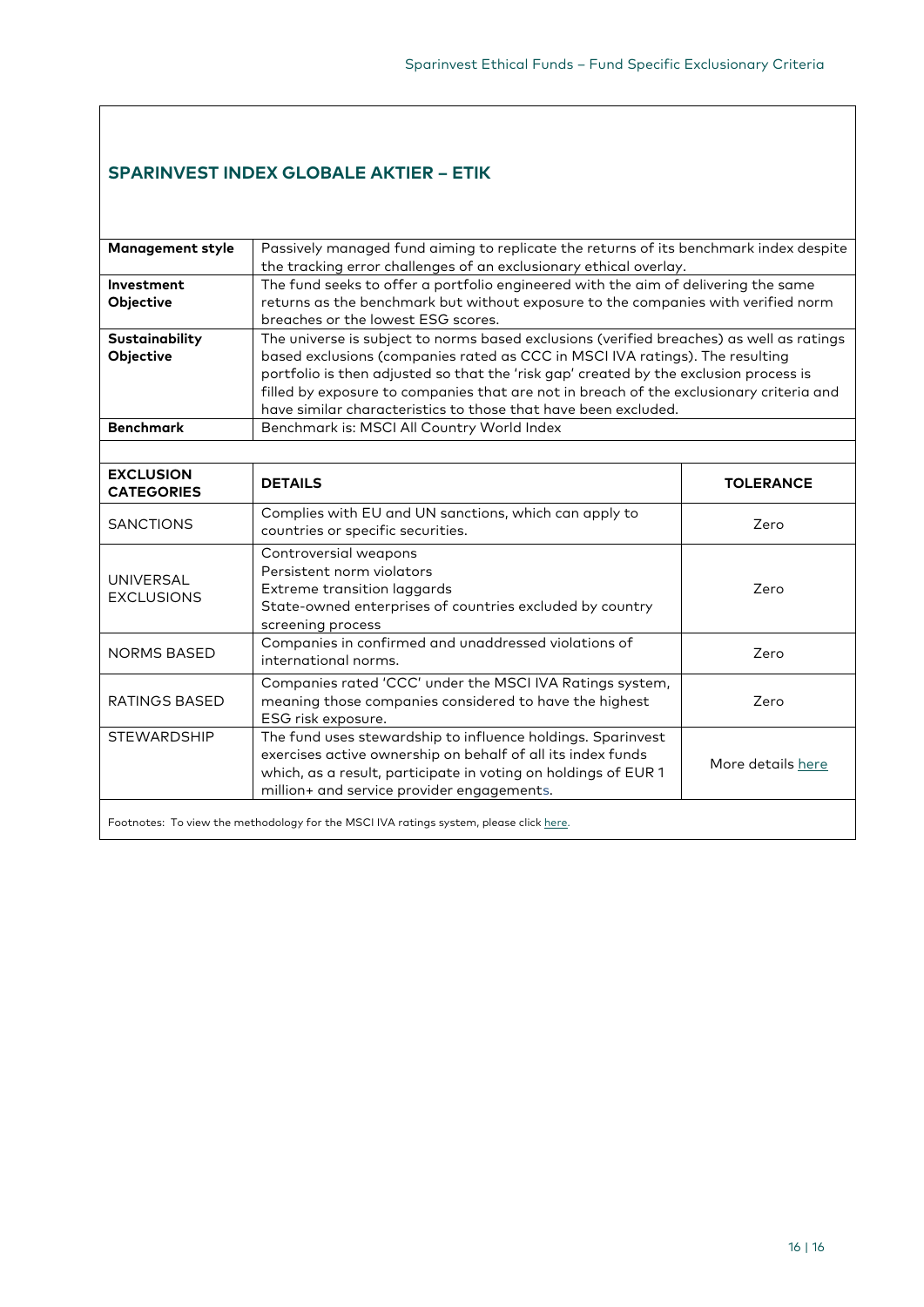## SPARINVEST INDEX GLOBALE AKTIER – ETIK

| | |
|---|---|
| **Management style** | Passively managed fund aiming to replicate the returns of its benchmark index despite the tracking error challenges of an exclusionary ethical overlay. |
| **Investment Objective** | The fund seeks to offer a portfolio engineered with the aim of delivering the same returns as the benchmark but without exposure to the companies with verified norm breaches or the lowest ESG scores. |
| **Sustainability Objective** | The universe is subject to norms based exclusions (verified breaches) as well as ratings based exclusions (companies rated as CCC in MSCI IVA ratings). The resulting portfolio is then adjusted so that the 'risk gap' created by the exclusion process is filled by exposure to companies that are not in breach of the exclusionary criteria and have similar characteristics to those that have been excluded. |
| **Benchmark** | Benchmark is: MSCI All Country World Index |

| EXCLUSION CATEGORIES | DETAILS | TOLERANCE |
|---|---|---|
| SANCTIONS | Complies with EU and UN sanctions, which can apply to countries or specific securities. | Zero |
| UNIVERSAL EXCLUSIONS | Controversial weapons<br>Persistent norm violators<br>Extreme transition laggards<br>State-owned enterprises of countries excluded by country screening process | Zero |
| NORMS BASED | Companies in confirmed and unaddressed violations of international norms. | Zero |
| RATINGS BASED | Companies rated 'CCC' under the MSCI IVA Ratings system, meaning those companies considered to have the highest ESG risk exposure. | Zero |
| STEWARDSHIP | The fund uses stewardship to influence holdings. Sparinvest exercises active ownership on behalf of all its index funds which, as a result, participate in voting on holdings of EUR 1 million+ and service provider engagements. | More details here |

Footnotes: To view the methodology for the MSCI IVA ratings system, please click here.